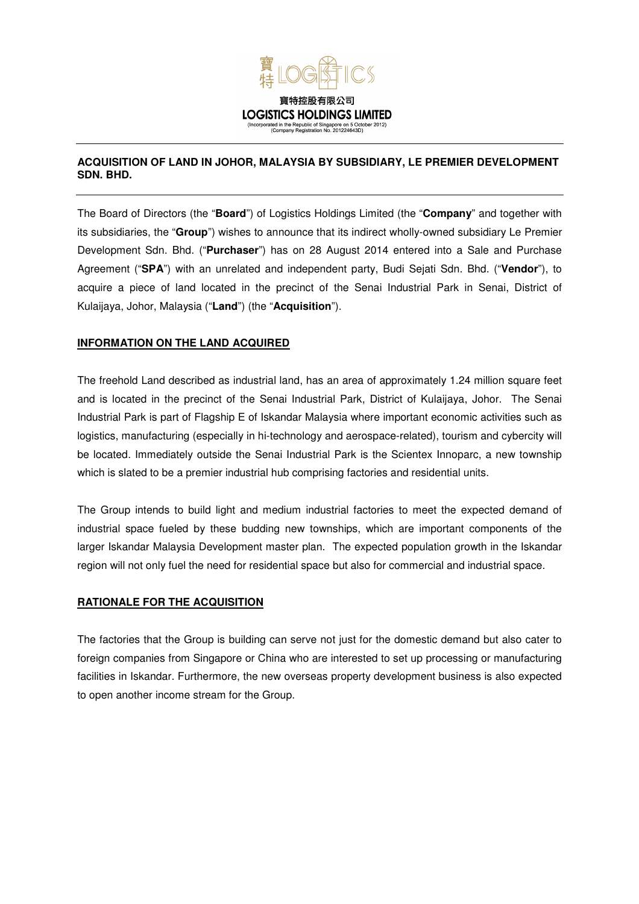寶特控股有限公司
**LOGISTICS HOLDINGS LIMITED**
(Incorporated in the Republic of Singapore on 5 October 2012)
(Company Registration No. 201224643D)

# ACQUISITION OF LAND IN JOHOR, MALAYSIA BY SUBSIDIARY, LE PREMIER DEVELOPMENT SDN. BHD.

The Board of Directors (the "**Board**") of Logistics Holdings Limited (the "**Company**" and together with its subsidiaries, the "**Group**") wishes to announce that its indirect wholly-owned subsidiary Le Premier Development Sdn. Bhd. ("**Purchaser**") has on 28 August 2014 entered into a Sale and Purchase Agreement ("**SPA**") with an unrelated and independent party, Budi Sejati Sdn. Bhd. ("**Vendor**"), to acquire a piece of land located in the precinct of the Senai Industrial Park in Senai, District of Kulaijaya, Johor, Malaysia ("**Land**") (the "**Acquisition**").

## INFORMATION ON THE LAND ACQUIRED

The freehold Land described as industrial land, has an area of approximately 1.24 million square feet and is located in the precinct of the Senai Industrial Park, District of Kulaijaya, Johor. The Senai Industrial Park is part of Flagship E of Iskandar Malaysia where important economic activities such as logistics, manufacturing (especially in hi-technology and aerospace-related), tourism and cybercity will be located. Immediately outside the Senai Industrial Park is the Scientex Innoparc, a new township which is slated to be a premier industrial hub comprising factories and residential units.

The Group intends to build light and medium industrial factories to meet the expected demand of industrial space fueled by these budding new townships, which are important components of the larger Iskandar Malaysia Development master plan. The expected population growth in the Iskandar region will not only fuel the need for residential space but also for commercial and industrial space.

## RATIONALE FOR THE ACQUISITION

The factories that the Group is building can serve not just for the domestic demand but also cater to foreign companies from Singapore or China who are interested to set up processing or manufacturing facilities in Iskandar. Furthermore, the new overseas property development business is also expected to open another income stream for the Group.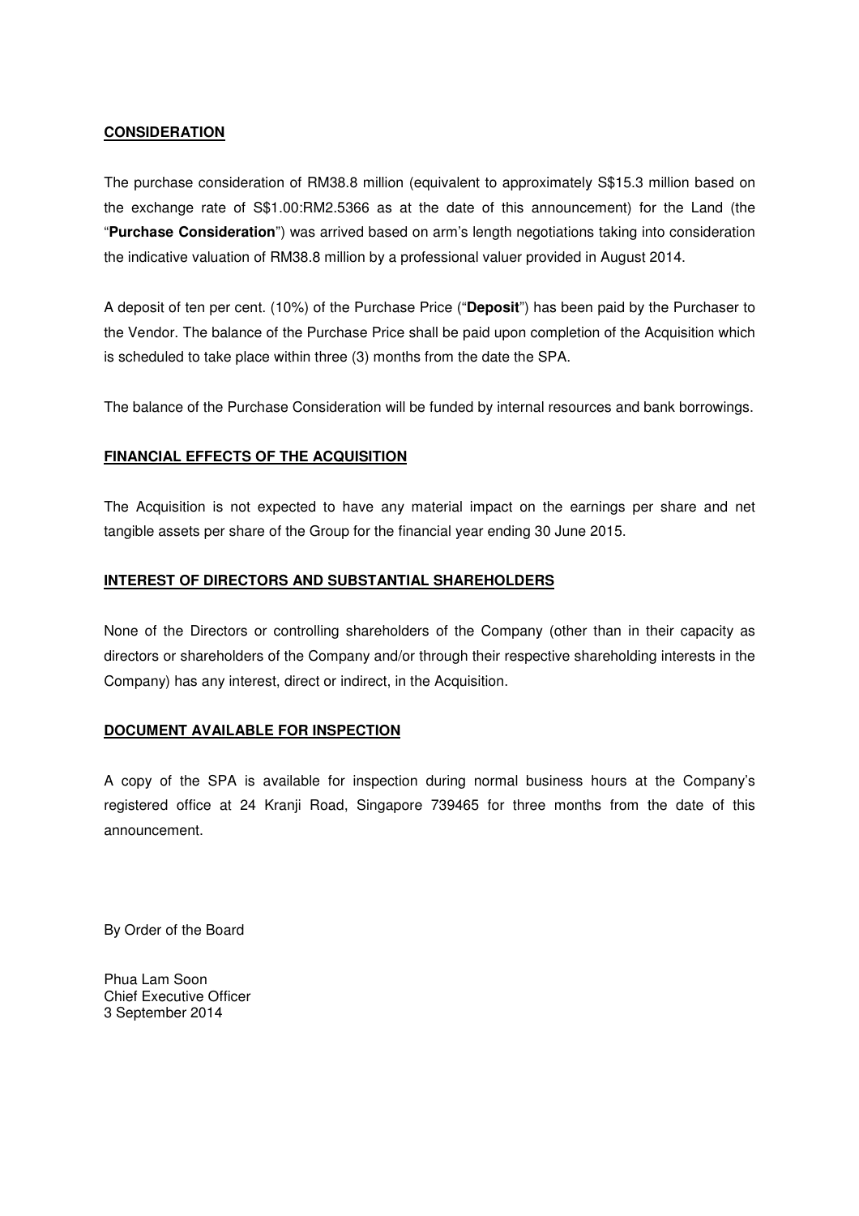**CONSIDERATION**

The purchase consideration of RM38.8 million (equivalent to approximately S$15.3 million based on the exchange rate of S$1.00:RM2.5366 as at the date of this announcement) for the Land (the "**Purchase Consideration**") was arrived based on arm's length negotiations taking into consideration the indicative valuation of RM38.8 million by a professional valuer provided in August 2014.

A deposit of ten per cent. (10%) of the Purchase Price ("**Deposit**") has been paid by the Purchaser to the Vendor. The balance of the Purchase Price shall be paid upon completion of the Acquisition which is scheduled to take place within three (3) months from the date the SPA.

The balance of the Purchase Consideration will be funded by internal resources and bank borrowings.

**FINANCIAL EFFECTS OF THE ACQUISITION**

The Acquisition is not expected to have any material impact on the earnings per share and net tangible assets per share of the Group for the financial year ending 30 June 2015.

**INTEREST OF DIRECTORS AND SUBSTANTIAL SHAREHOLDERS**

None of the Directors or controlling shareholders of the Company (other than in their capacity as directors or shareholders of the Company and/or through their respective shareholding interests in the Company) has any interest, direct or indirect, in the Acquisition.

**DOCUMENT AVAILABLE FOR INSPECTION**

A copy of the SPA is available for inspection during normal business hours at the Company's registered office at 24 Kranji Road, Singapore 739465 for three months from the date of this announcement.

By Order of the Board

Phua Lam Soon
Chief Executive Officer
3 September 2014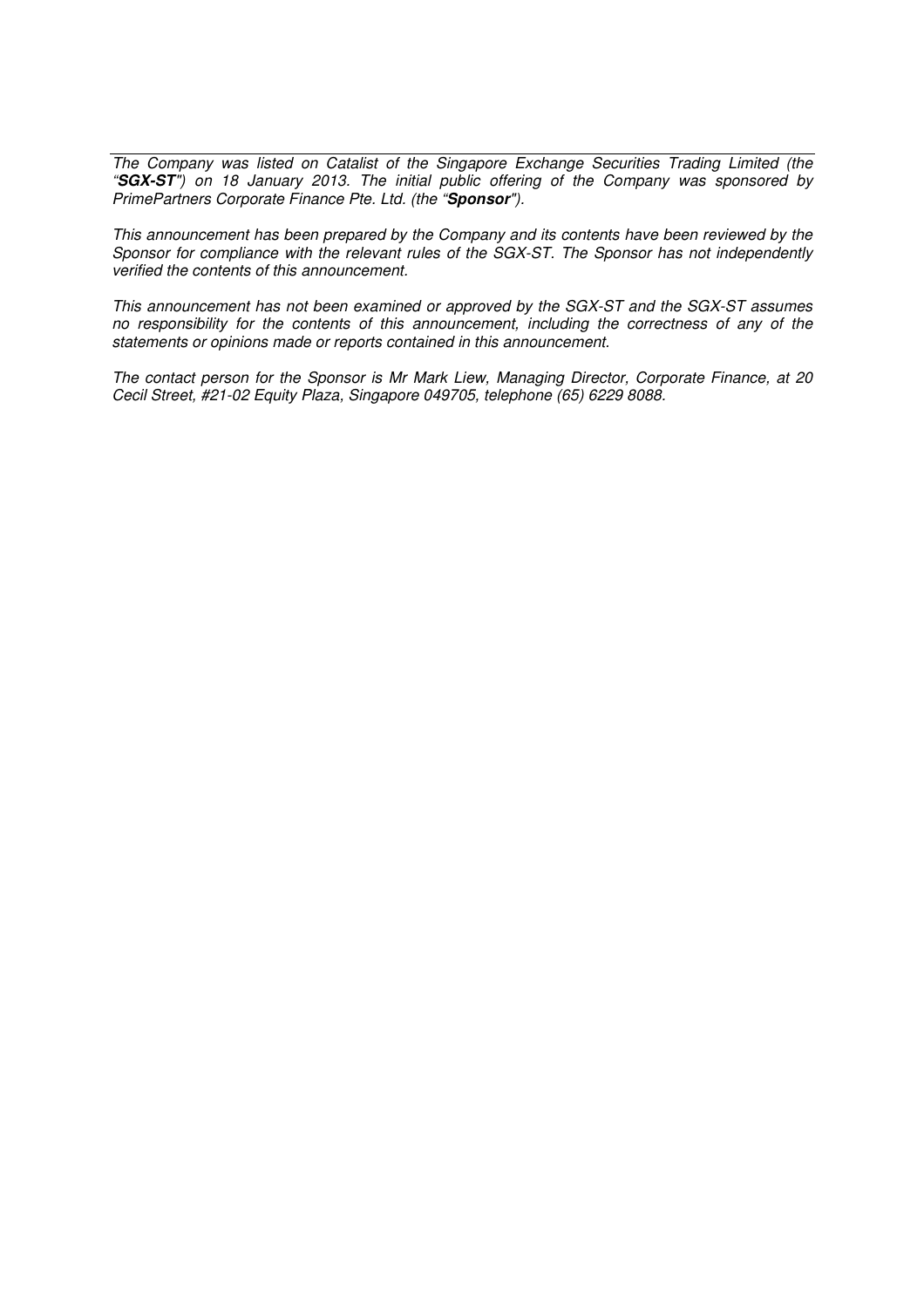---

*The Company was listed on Catalist of the Singapore Exchange Securities Trading Limited (the "**SGX-ST**") on 18 January 2013. The initial public offering of the Company was sponsored by PrimePartners Corporate Finance Pte. Ltd. (the "**Sponsor**").*

*This announcement has been prepared by the Company and its contents have been reviewed by the Sponsor for compliance with the relevant rules of the SGX-ST. The Sponsor has not independently verified the contents of this announcement.*

*This announcement has not been examined or approved by the SGX-ST and the SGX-ST assumes no responsibility for the contents of this announcement, including the correctness of any of the statements or opinions made or reports contained in this announcement.*

*The contact person for the Sponsor is Mr Mark Liew, Managing Director, Corporate Finance, at 20 Cecil Street, #21-02 Equity Plaza, Singapore 049705, telephone (65) 6229 8088.*